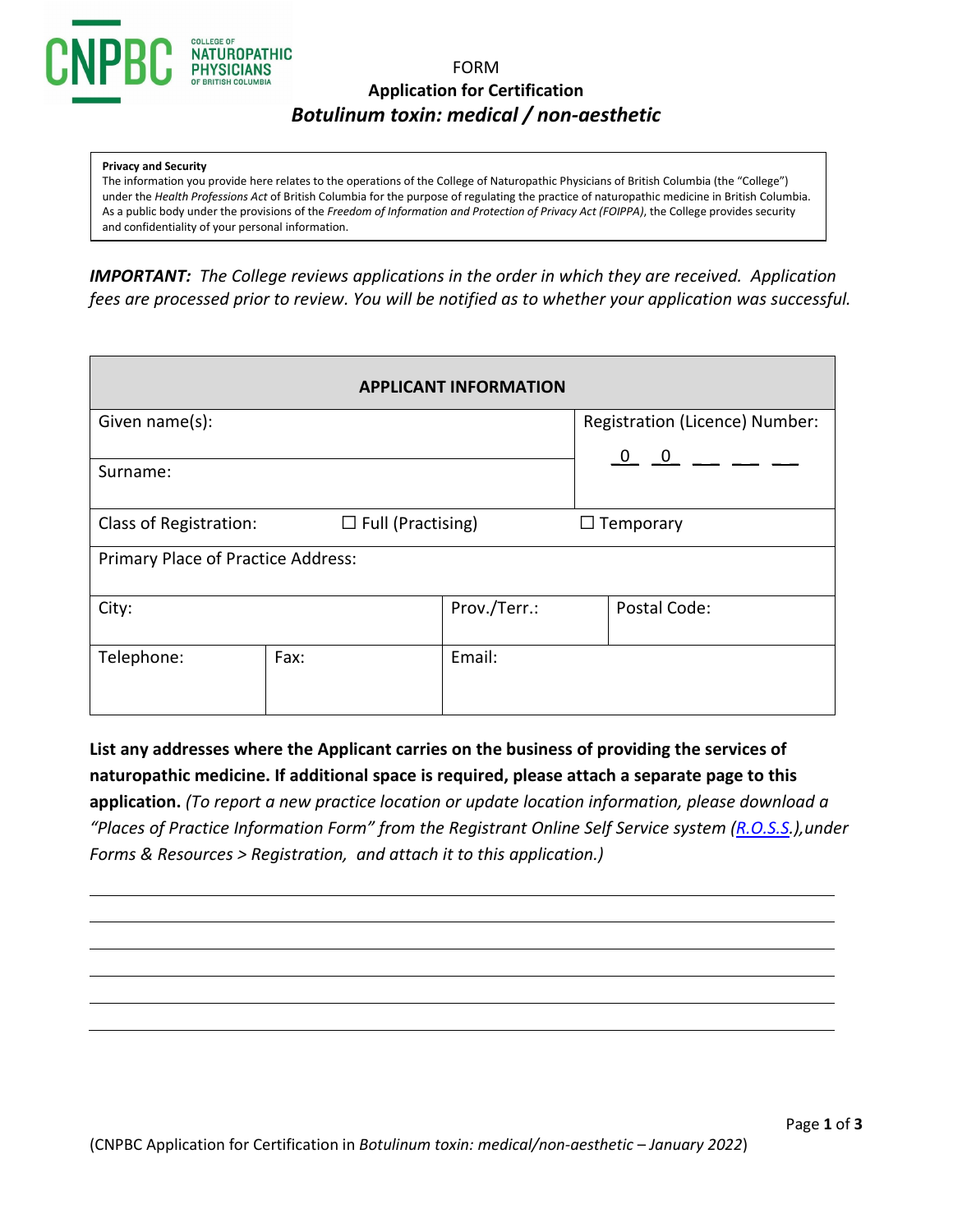CNPBC COLLEGE OF NATUROPATHIC PHYSICIANS OF BRITISH COLUMBIA

FORM

**Application for Certification**

***Botulinum toxin: medical / non-aesthetic***

**Privacy and Security**

The information you provide here relates to the operations of the College of Naturopathic Physicians of British Columbia (the "College") under the *Health Professions Act* of British Columbia for the purpose of regulating the practice of naturopathic medicine in British Columbia. As a public body under the provisions of the *Freedom of Information and Protection of Privacy Act (FOIPPA)*, the College provides security and confidentiality of your personal information.

***IMPORTANT:** The College reviews applications in the order in which they are received. Application fees are processed prior to review. You will be notified as to whether your application was successful.*

| **APPLICANT INFORMATION** | | | |
|---|---|---|---|
| Given name(s): | | | Registration (Licence) Number: 0 0 __ __ __ |
| Surname: | | | |
| Class of Registration: | ☐ Full (Practising) | | ☐ Temporary |
| Primary Place of Practice Address: | | | |
| City: | | Prov./Terr.: | Postal Code: |
| Telephone: | Fax: | Email: | |

**List any addresses where the Applicant carries on the business of providing the services of naturopathic medicine. If additional space is required, please attach a separate page to this application.** *(To report a new practice location or update location information, please download a "Places of Practice Information Form" from the Registrant Online Self Service system (R.O.S.S.),under Forms & Resources > Registration, and attach it to this application.)*

______________________________________________________________________

______________________________________________________________________

______________________________________________________________________

______________________________________________________________________

______________________________________________________________________

______________________________________________________________________

(CNPBC Application for Certification in *Botulinum toxin: medical/non-aesthetic – January 2022*)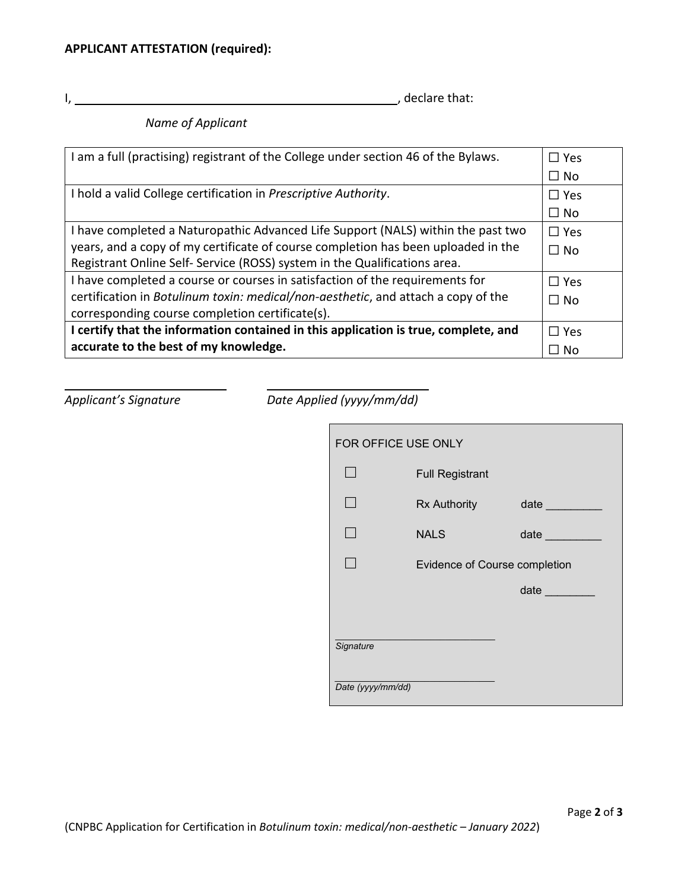**APPLICANT ATTESTATION (required):**

I, \_\_\_\_\_\_\_\_\_\_\_\_\_\_\_\_\_\_\_\_\_\_\_\_\_\_\_\_\_\_\_\_\_\_\_\_\_\_\_\_, declare that:

*Name of Applicant*

| | |
|---|---|
| I am a full (practising) registrant of the College under section 46 of the Bylaws. | ☐ Yes<br>☐ No |
| I hold a valid College certification in *Prescriptive Authority*. | ☐ Yes<br>☐ No |
| I have completed a Naturopathic Advanced Life Support (NALS) within the past two years, and a copy of my certificate of course completion has been uploaded in the Registrant Online Self- Service (ROSS) system in the Qualifications area. | ☐ Yes<br>☐ No |
| I have completed a course or courses in satisfaction of the requirements for certification in *Botulinum toxin: medical/non-aesthetic*, and attach a copy of the corresponding course completion certificate(s). | ☐ Yes<br>☐ No |
| **I certify that the information contained in this application is true, complete, and accurate to the best of my knowledge.** | ☐ Yes<br>☐ No |

\_\_\_\_\_\_\_\_\_\_\_\_\_\_\_\_\_\_\_\_\_\_\_\_ \_\_\_\_\_\_\_\_\_\_\_\_\_\_\_\_\_\_\_\_\_\_\_\_

*Applicant's Signature* *Date Applied (yyyy/mm/dd)*

FOR OFFICE USE ONLY

| | | |
|---|---|---|
| ☐ | Full Registrant | |
| ☐ | Rx Authority | date \_\_\_\_\_\_\_\_\_ |
| ☐ | NALS | date \_\_\_\_\_\_\_\_\_ |
| ☐ | Evidence of Course completion | date \_\_\_\_\_\_\_\_ |

\_\_\_\_\_\_\_\_\_\_\_\_\_\_\_\_\_\_\_\_\_\_\_\_\_\_\_\_

*Signature*

\_\_\_\_\_\_\_\_\_\_\_\_\_\_\_\_\_\_\_\_\_\_\_\_\_\_\_\_

*Date (yyyy/mm/dd)*

(CNPBC Application for Certification in *Botulinum toxin: medical/non-aesthetic – January 2022*)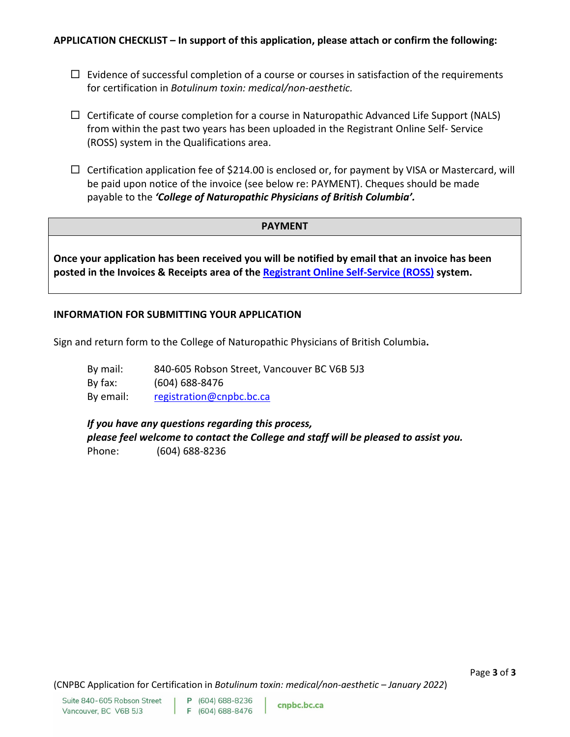**APPLICATION CHECKLIST – In support of this application, please attach or confirm the following:**

- ☐ Evidence of successful completion of a course or courses in satisfaction of the requirements for certification in *Botulinum toxin: medical/non-aesthetic.*

- ☐ Certificate of course completion for a course in Naturopathic Advanced Life Support (NALS) from within the past two years has been uploaded in the Registrant Online Self- Service (ROSS) system in the Qualifications area.

- ☐ Certification application fee of $214.00 is enclosed or, for payment by VISA or Mastercard, will be paid upon notice of the invoice (see below re: PAYMENT). Cheques should be made payable to the ***'College of Naturopathic Physicians of British Columbia'.***

| PAYMENT |
| --- |
| **Once your application has been received you will be notified by email that an invoice has been posted in the Invoices & Receipts area of the [Registrant Online Self-Service (ROSS)](#) system.** |

**INFORMATION FOR SUBMITTING YOUR APPLICATION**

Sign and return form to the College of Naturopathic Physicians of British Columbia**.**

By mail: 840-605 Robson Street, Vancouver BC V6B 5J3
By fax: (604) 688-8476
By email: registration@cnpbc.bc.ca

***If you have any questions regarding this process, please feel welcome to contact the College and staff will be pleased to assist you.***
Phone: (604) 688-8236

(CNPBC Application for Certification in *Botulinum toxin: medical/non-aesthetic – January 2022*)